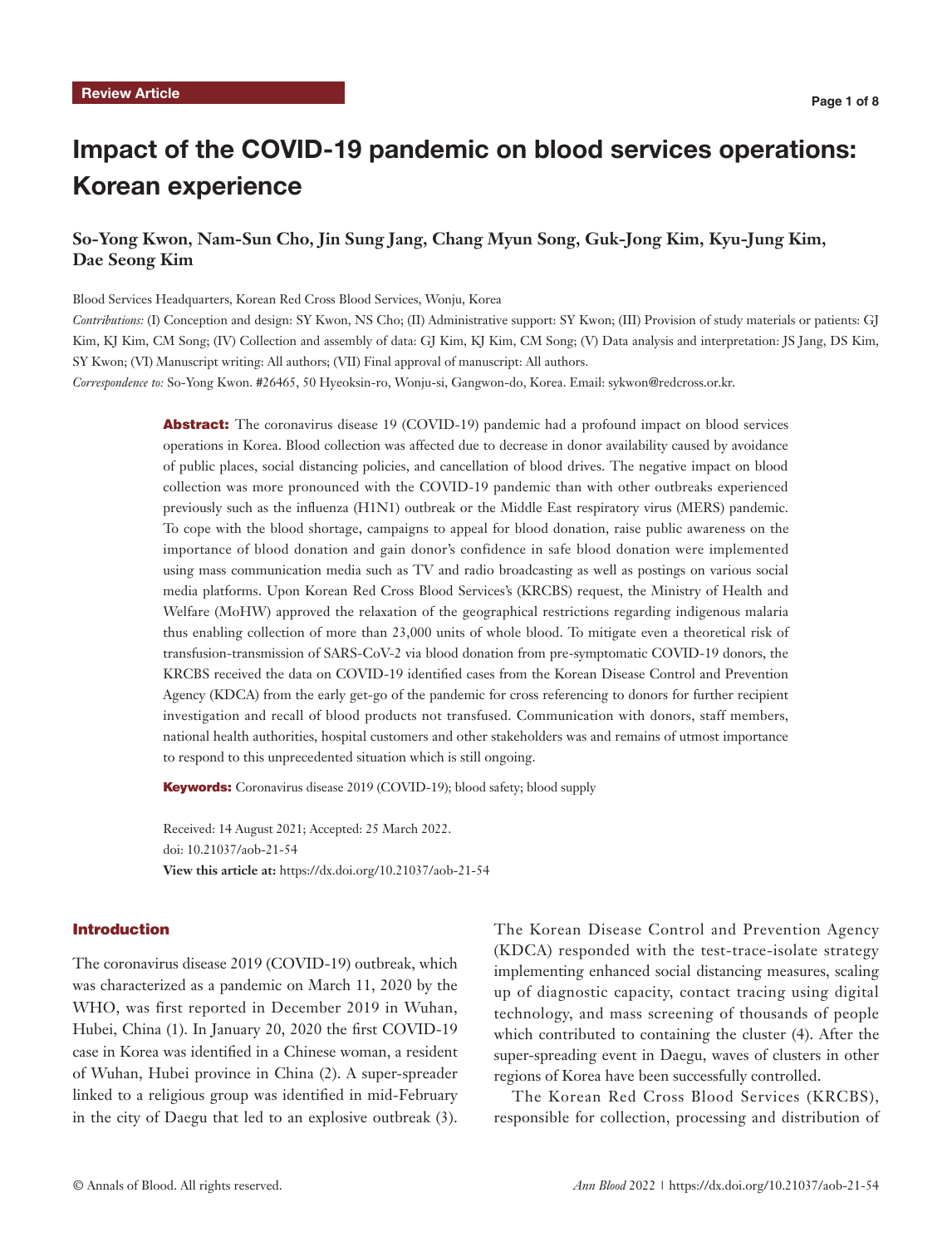Review Article

# Impact of the COVID-19 pandemic on blood services operations: Korean experience

**So-Yong Kwon, Nam-Sun Cho, Jin Sung Jang, Chang Myun Song, Guk-Jong Kim, Kyu-Jung Kim, Dae Seong Kim**

Blood Services Headquarters, Korean Red Cross Blood Services, Wonju, Korea

*Contributions:* (I) Conception and design: SY Kwon, NS Cho; (II) Administrative support: SY Kwon; (III) Provision of study materials or patients: GJ Kim, KJ Kim, CM Song; (IV) Collection and assembly of data: GJ Kim, KJ Kim, CM Song; (V) Data analysis and interpretation: JS Jang, DS Kim, SY Kwon; (VI) Manuscript writing: All authors; (VII) Final approval of manuscript: All authors.

*Correspondence to:* So-Yong Kwon. #26465, 50 Hyeoksin-ro, Wonju-si, Gangwon-do, Korea. Email: sykwon@redcross.or.kr.

**Abstract:** The coronavirus disease 19 (COVID-19) pandemic had a profound impact on blood services operations in Korea. Blood collection was affected due to decrease in donor availability caused by avoidance of public places, social distancing policies, and cancellation of blood drives. The negative impact on blood collection was more pronounced with the COVID-19 pandemic than with other outbreaks experienced previously such as the influenza (H1N1) outbreak or the Middle East respiratory virus (MERS) pandemic. To cope with the blood shortage, campaigns to appeal for blood donation, raise public awareness on the importance of blood donation and gain donor's confidence in safe blood donation were implemented using mass communication media such as TV and radio broadcasting as well as postings on various social media platforms. Upon Korean Red Cross Blood Services's (KRCBS) request, the Ministry of Health and Welfare (MoHW) approved the relaxation of the geographical restrictions regarding indigenous malaria thus enabling collection of more than 23,000 units of whole blood. To mitigate even a theoretical risk of transfusion-transmission of SARS-CoV-2 via blood donation from pre-symptomatic COVID-19 donors, the KRCBS received the data on COVID-19 identified cases from the Korean Disease Control and Prevention Agency (KDCA) from the early get-go of the pandemic for cross referencing to donors for further recipient investigation and recall of blood products not transfused. Communication with donors, staff members, national health authorities, hospital customers and other stakeholders was and remains of utmost importance to respond to this unprecedented situation which is still ongoing.

**Keywords:** Coronavirus disease 2019 (COVID-19); blood safety; blood supply

Received: 14 August 2021; Accepted: 25 March 2022.
doi: 10.21037/aob-21-54
**View this article at:** https://dx.doi.org/10.21037/aob-21-54

## Introduction

The coronavirus disease 2019 (COVID-19) outbreak, which was characterized as a pandemic on March 11, 2020 by the WHO, was first reported in December 2019 in Wuhan, Hubei, China (1). In January 20, 2020 the first COVID-19 case in Korea was identified in a Chinese woman, a resident of Wuhan, Hubei province in China (2). A super-spreader linked to a religious group was identified in mid-February in the city of Daegu that led to an explosive outbreak (3). The Korean Disease Control and Prevention Agency (KDCA) responded with the test-trace-isolate strategy implementing enhanced social distancing measures, scaling up of diagnostic capacity, contact tracing using digital technology, and mass screening of thousands of people which contributed to containing the cluster (4). After the super-spreading event in Daegu, waves of clusters in other regions of Korea have been successfully controlled.

The Korean Red Cross Blood Services (KRCBS), responsible for collection, processing and distribution of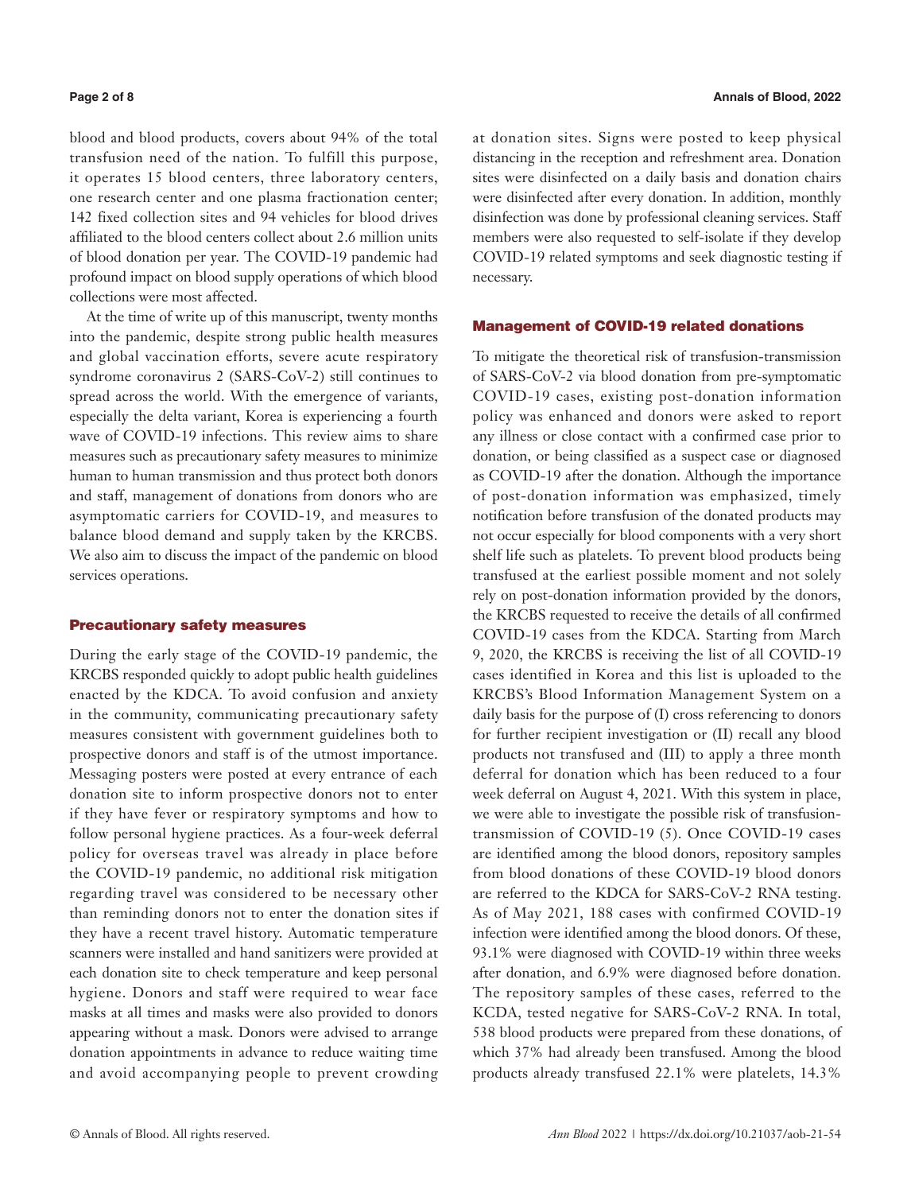blood and blood products, covers about 94% of the total transfusion need of the nation. To fulfill this purpose, it operates 15 blood centers, three laboratory centers, one research center and one plasma fractionation center; 142 fixed collection sites and 94 vehicles for blood drives affiliated to the blood centers collect about 2.6 million units of blood donation per year. The COVID-19 pandemic had profound impact on blood supply operations of which blood collections were most affected.

At the time of write up of this manuscript, twenty months into the pandemic, despite strong public health measures and global vaccination efforts, severe acute respiratory syndrome coronavirus 2 (SARS-CoV-2) still continues to spread across the world. With the emergence of variants, especially the delta variant, Korea is experiencing a fourth wave of COVID-19 infections. This review aims to share measures such as precautionary safety measures to minimize human to human transmission and thus protect both donors and staff, management of donations from donors who are asymptomatic carriers for COVID-19, and measures to balance blood demand and supply taken by the KRCBS. We also aim to discuss the impact of the pandemic on blood services operations.

## Precautionary safety measures

During the early stage of the COVID-19 pandemic, the KRCBS responded quickly to adopt public health guidelines enacted by the KDCA. To avoid confusion and anxiety in the community, communicating precautionary safety measures consistent with government guidelines both to prospective donors and staff is of the utmost importance. Messaging posters were posted at every entrance of each donation site to inform prospective donors not to enter if they have fever or respiratory symptoms and how to follow personal hygiene practices. As a four-week deferral policy for overseas travel was already in place before the COVID-19 pandemic, no additional risk mitigation regarding travel was considered to be necessary other than reminding donors not to enter the donation sites if they have a recent travel history. Automatic temperature scanners were installed and hand sanitizers were provided at each donation site to check temperature and keep personal hygiene. Donors and staff were required to wear face masks at all times and masks were also provided to donors appearing without a mask. Donors were advised to arrange donation appointments in advance to reduce waiting time and avoid accompanying people to prevent crowding at donation sites. Signs were posted to keep physical distancing in the reception and refreshment area. Donation sites were disinfected on a daily basis and donation chairs were disinfected after every donation. In addition, monthly disinfection was done by professional cleaning services. Staff members were also requested to self-isolate if they develop COVID-19 related symptoms and seek diagnostic testing if necessary.

## Management of COVID-19 related donations

To mitigate the theoretical risk of transfusion-transmission of SARS-CoV-2 via blood donation from pre-symptomatic COVID-19 cases, existing post-donation information policy was enhanced and donors were asked to report any illness or close contact with a confirmed case prior to donation, or being classified as a suspect case or diagnosed as COVID-19 after the donation. Although the importance of post-donation information was emphasized, timely notification before transfusion of the donated products may not occur especially for blood components with a very short shelf life such as platelets. To prevent blood products being transfused at the earliest possible moment and not solely rely on post-donation information provided by the donors, the KRCBS requested to receive the details of all confirmed COVID-19 cases from the KDCA. Starting from March 9, 2020, the KRCBS is receiving the list of all COVID-19 cases identified in Korea and this list is uploaded to the KRCBS's Blood Information Management System on a daily basis for the purpose of (I) cross referencing to donors for further recipient investigation or (II) recall any blood products not transfused and (III) to apply a three month deferral for donation which has been reduced to a four week deferral on August 4, 2021. With this system in place, we were able to investigate the possible risk of transfusion-transmission of COVID-19 (5). Once COVID-19 cases are identified among the blood donors, repository samples from blood donations of these COVID-19 blood donors are referred to the KDCA for SARS-CoV-2 RNA testing. As of May 2021, 188 cases with confirmed COVID-19 infection were identified among the blood donors. Of these, 93.1% were diagnosed with COVID-19 within three weeks after donation, and 6.9% were diagnosed before donation. The repository samples of these cases, referred to the KCDA, tested negative for SARS-CoV-2 RNA. In total, 538 blood products were prepared from these donations, of which 37% had already been transfused. Among the blood products already transfused 22.1% were platelets, 14.3%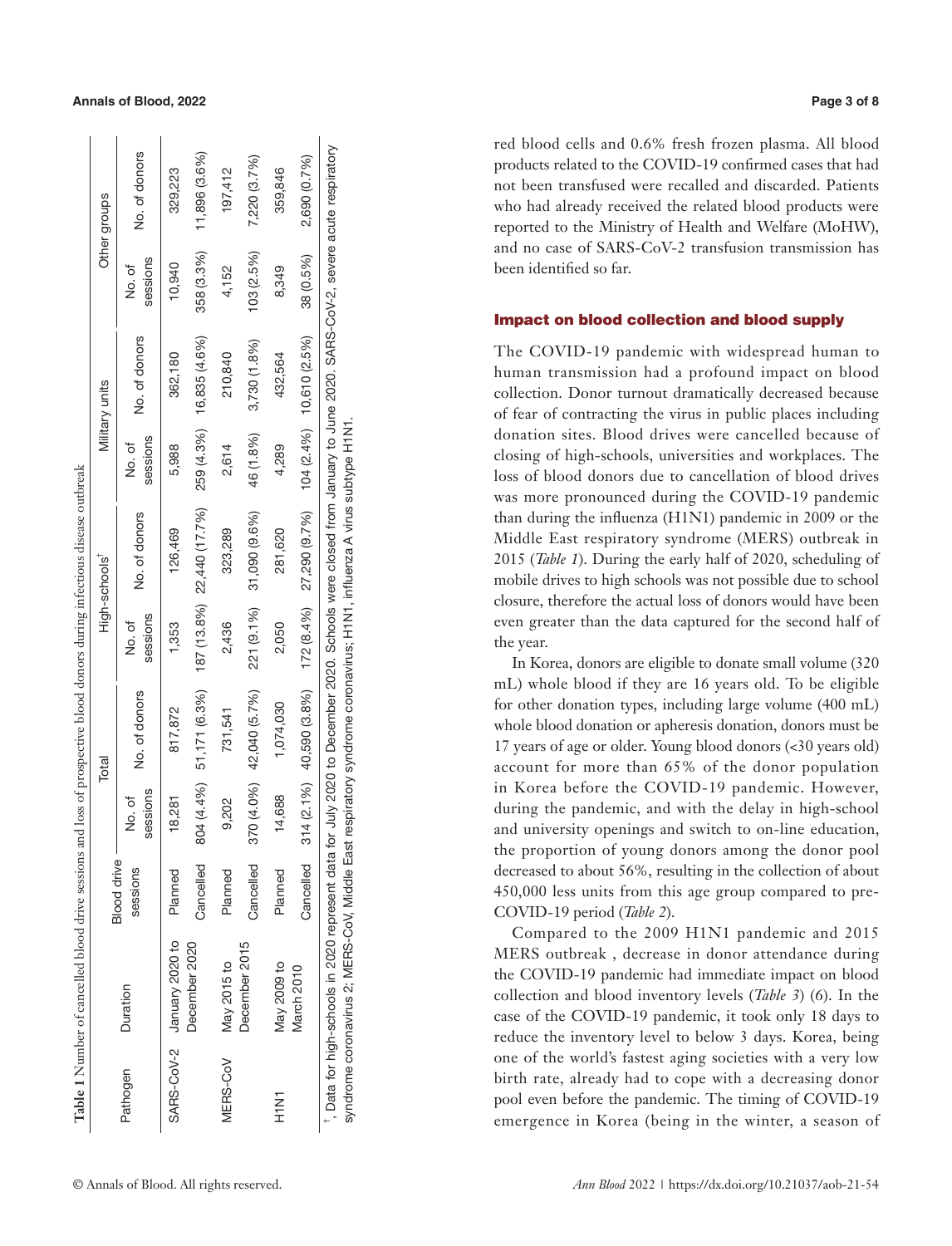**Table 1** Number of cancelled blood drive sessions and loss of prospective blood donors during infectious disease outbreak

| Pathogen | Duration | Blood drive sessions | Total | | High-schools[†] | | Military units | | Other groups | |
|---|---|---|---|---|---|---|---|---|---|---|
| | | | No. of sessions | No. of donors | No. of sessions | No. of donors | No. of sessions | No. of donors | No. of sessions | No. of donors |
| SARS-CoV-2 | January 2020 to December 2020 | Planned | 18,281 | 817,872 | 1,353 | 126,469 | 5,988 | 362,180 | 10,940 | 329,223 |
| | | Cancelled | 804 (4.4%) | 51,171 (6.3%) | 187 (13.8%) | 22,440 (17.7%) | 259 (4.3%) | 16,835 (4.6%) | 358 (3.3%) | 11,896 (3.6%) |
| MERS-CoV | May 2015 to December 2015 | Planned | 9,202 | 731,541 | 2,436 | 323,289 | 2,614 | 210,840 | 4,152 | 197,412 |
| | | Cancelled | 370 (4.0%) | 42,040 (5.7%) | 221 (9.1%) | 31,090 (9.6%) | 46 (1.8%) | 3,730 (1.8%) | 103 (2.5%) | 7,220 (3.7%) |
| H1N1 | May 2009 to March 2010 | Planned | 14,688 | 1,074,030 | 2,050 | 281,620 | 4,289 | 432,564 | 8,349 | 359,846 |
| | | Cancelled | 314 (2.1%) | 40,590 (3.8%) | 172 (8.4%) | 27,290 (9.7%) | 104 (2.4%) | 10,610 (2.5%) | 38 (0.5%) | 2,690 (0.7%) |

[†], Data for high-schools in 2020 represent data for July 2020 to December 2020. Schools were closed from January to June 2020. SARS-CoV-2, severe acute respiratory syndrome coronavirus 2; MERS-CoV, Middle East respiratory syndrome coronavirus; H1N1, influenza A virus subtype H1N1.

red blood cells and 0.6% fresh frozen plasma. All blood products related to the COVID-19 confirmed cases that had not been transfused were recalled and discarded. Patients who had already received the related blood products were reported to the Ministry of Health and Welfare (MoHW), and no case of SARS-CoV-2 transfusion transmission has been identified so far.

## Impact on blood collection and blood supply

The COVID-19 pandemic with widespread human to human transmission had a profound impact on blood collection. Donor turnout dramatically decreased because of fear of contracting the virus in public places including donation sites. Blood drives were cancelled because of closing of high-schools, universities and workplaces. The loss of blood donors due to cancellation of blood drives was more pronounced during the COVID-19 pandemic than during the influenza (H1N1) pandemic in 2009 or the Middle East respiratory syndrome (MERS) outbreak in 2015 (*Table 1*). During the early half of 2020, scheduling of mobile drives to high schools was not possible due to school closure, therefore the actual loss of donors would have been even greater than the data captured for the second half of the year.

In Korea, donors are eligible to donate small volume (320 mL) whole blood if they are 16 years old. To be eligible for other donation types, including large volume (400 mL) whole blood donation or apheresis donation, donors must be 17 years of age or older. Young blood donors (<30 years old) account for more than 65% of the donor population in Korea before the COVID-19 pandemic. However, during the pandemic, and with the delay in high-school and university openings and switch to on-line education, the proportion of young donors among the donor pool decreased to about 56%, resulting in the collection of about 450,000 less units from this age group compared to pre-COVID-19 period (*Table 2*).

Compared to the 2009 H1N1 pandemic and 2015 MERS outbreak , decrease in donor attendance during the COVID-19 pandemic had immediate impact on blood collection and blood inventory levels (*Table 3*) (6). In the case of the COVID-19 pandemic, it took only 18 days to reduce the inventory level to below 3 days. Korea, being one of the world's fastest aging societies with a very low birth rate, already had to cope with a decreasing donor pool even before the pandemic. The timing of COVID-19 emergence in Korea (being in the winter, a season of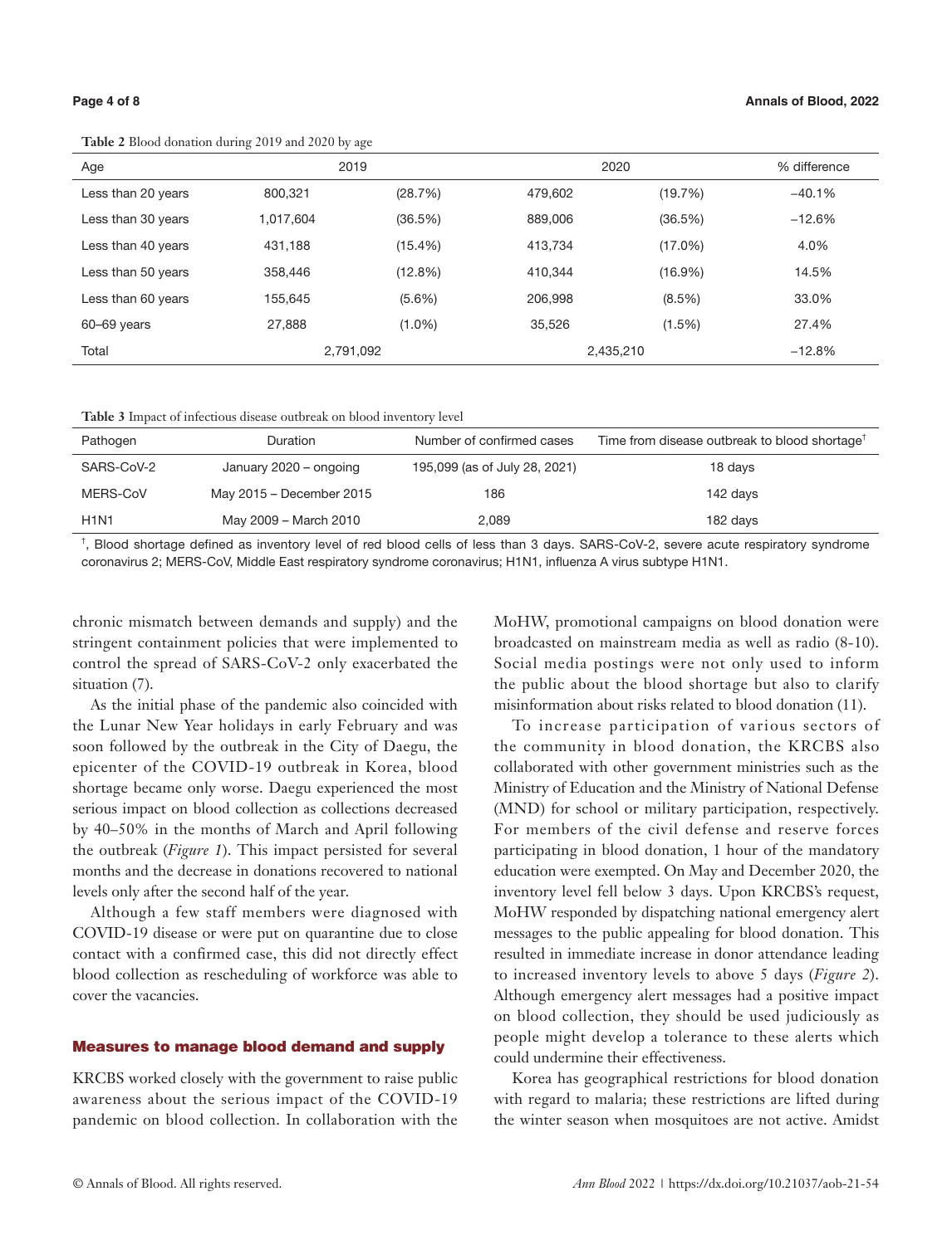Table 2 Blood donation during 2019 and 2020 by age

| Age | 2019 | | 2020 | | % difference |
|---|---|---|---|---|---|
| Less than 20 years | 800,321 | (28.7%) | 479,602 | (19.7%) | −40.1% |
| Less than 30 years | 1,017,604 | (36.5%) | 889,006 | (36.5%) | −12.6% |
| Less than 40 years | 431,188 | (15.4%) | 413,734 | (17.0%) | 4.0% |
| Less than 50 years | 358,446 | (12.8%) | 410,344 | (16.9%) | 14.5% |
| Less than 60 years | 155,645 | (5.6%) | 206,998 | (8.5%) | 33.0% |
| 60–69 years | 27,888 | (1.0%) | 35,526 | (1.5%) | 27.4% |
| Total | 2,791,092 | | 2,435,210 | | −12.8% |

Table 3 Impact of infectious disease outbreak on blood inventory level

| Pathogen | Duration | Number of confirmed cases | Time from disease outbreak to blood shortage[†] |
|---|---|---|---|
| SARS-CoV-2 | January 2020 – ongoing | 195,099 (as of July 28, 2021) | 18 days |
| MERS-CoV | May 2015 – December 2015 | 186 | 142 days |
| H1N1 | May 2009 – March 2010 | 2,089 | 182 days |

[†], Blood shortage defined as inventory level of red blood cells of less than 3 days. SARS-CoV-2, severe acute respiratory syndrome coronavirus 2; MERS-CoV, Middle East respiratory syndrome coronavirus; H1N1, influenza A virus subtype H1N1.

chronic mismatch between demands and supply) and the stringent containment policies that were implemented to control the spread of SARS-CoV-2 only exacerbated the situation (7).

As the initial phase of the pandemic also coincided with the Lunar New Year holidays in early February and was soon followed by the outbreak in the City of Daegu, the epicenter of the COVID-19 outbreak in Korea, blood shortage became only worse. Daegu experienced the most serious impact on blood collection as collections decreased by 40–50% in the months of March and April following the outbreak (*Figure 1*). This impact persisted for several months and the decrease in donations recovered to national levels only after the second half of the year.

Although a few staff members were diagnosed with COVID-19 disease or were put on quarantine due to close contact with a confirmed case, this did not directly effect blood collection as rescheduling of workforce was able to cover the vacancies.

## Measures to manage blood demand and supply

KRCBS worked closely with the government to raise public awareness about the serious impact of the COVID-19 pandemic on blood collection. In collaboration with the MoHW, promotional campaigns on blood donation were broadcasted on mainstream media as well as radio (8-10). Social media postings were not only used to inform the public about the blood shortage but also to clarify misinformation about risks related to blood donation (11).

To increase participation of various sectors of the community in blood donation, the KRCBS also collaborated with other government ministries such as the Ministry of Education and the Ministry of National Defense (MND) for school or military participation, respectively. For members of the civil defense and reserve forces participating in blood donation, 1 hour of the mandatory education were exempted. On May and December 2020, the inventory level fell below 3 days. Upon KRCBS's request, MoHW responded by dispatching national emergency alert messages to the public appealing for blood donation. This resulted in immediate increase in donor attendance leading to increased inventory levels to above 5 days (*Figure 2*). Although emergency alert messages had a positive impact on blood collection, they should be used judiciously as people might develop a tolerance to these alerts which could undermine their effectiveness.

Korea has geographical restrictions for blood donation with regard to malaria; these restrictions are lifted during the winter season when mosquitoes are not active. Amidst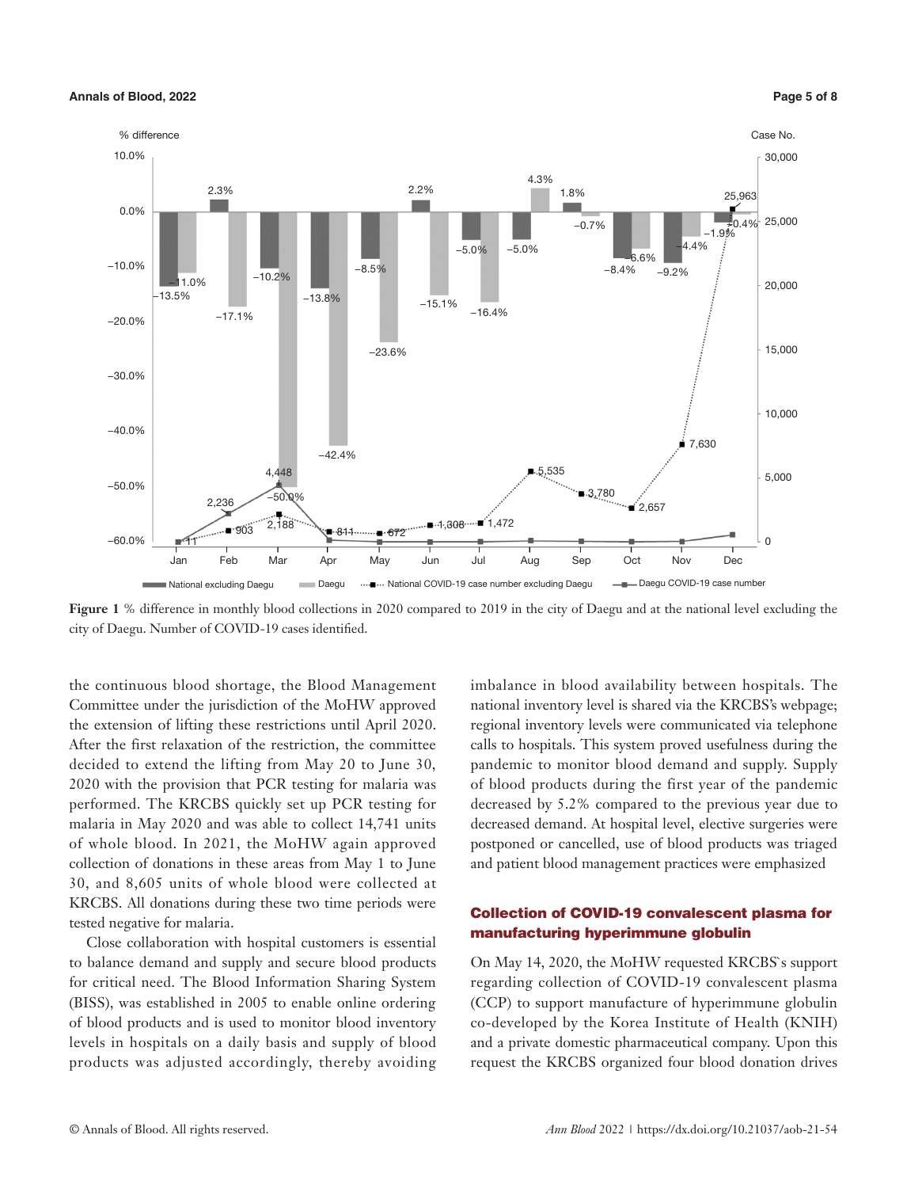% difference

Case No.

10.0%
0.0%
−10.0%
−20.0%
−30.0%
−40.0%
−50.0%
−60.0%

30,000
25,000
20,000
15,000
10,000
5,000
0

2.3%
2.2%
4.3%
1.8%
25,963
−0.7%
−0.4%
−1.9%
−4.4%
−5.0%
−5.0%
−6.6%
−8.4%
−9.2%
−8.5%
−10.2%
−11.0%
−13.5%
−13.8%
−15.1%
−16.4%
−17.1%
−23.6%
−42.4%
−50.0%
4,448
2,236
2,188
903
11
811
672
1,308
1,472
5,535
3,780
2,657
7,630

Jan Feb Mar Apr May Jun Jul Aug Sep Oct Nov Dec

National excluding Daegu
Daegu
National COVID-19 case number excluding Daegu
Daegu COVID-19 case number

**Figure 1** % difference in monthly blood collections in 2020 compared to 2019 in the city of Daegu and at the national level excluding the city of Daegu. Number of COVID-19 cases identified.

the continuous blood shortage, the Blood Management Committee under the jurisdiction of the MoHW approved the extension of lifting these restrictions until April 2020. After the first relaxation of the restriction, the committee decided to extend the lifting from May 20 to June 30, 2020 with the provision that PCR testing for malaria was performed. The KRCBS quickly set up PCR testing for malaria in May 2020 and was able to collect 14,741 units of whole blood. In 2021, the MoHW again approved collection of donations in these areas from May 1 to June 30, and 8,605 units of whole blood were collected at KRCBS. All donations during these two time periods were tested negative for malaria.

Close collaboration with hospital customers is essential to balance demand and supply and secure blood products for critical need. The Blood Information Sharing System (BISS), was established in 2005 to enable online ordering of blood products and is used to monitor blood inventory levels in hospitals on a daily basis and supply of blood products was adjusted accordingly, thereby avoiding imbalance in blood availability between hospitals. The national inventory level is shared via the KRCBS's webpage; regional inventory levels were communicated via telephone calls to hospitals. This system proved usefulness during the pandemic to monitor blood demand and supply. Supply of blood products during the first year of the pandemic decreased by 5.2% compared to the previous year due to decreased demand. At hospital level, elective surgeries were postponed or cancelled, use of blood products was triaged and patient blood management practices were emphasized

## Collection of COVID-19 convalescent plasma for manufacturing hyperimmune globulin

On May 14, 2020, the MoHW requested KRCBS`s support regarding collection of COVID-19 convalescent plasma (CCP) to support manufacture of hyperimmune globulin co-developed by the Korea Institute of Health (KNIH) and a private domestic pharmaceutical company. Upon this request the KRCBS organized four blood donation drives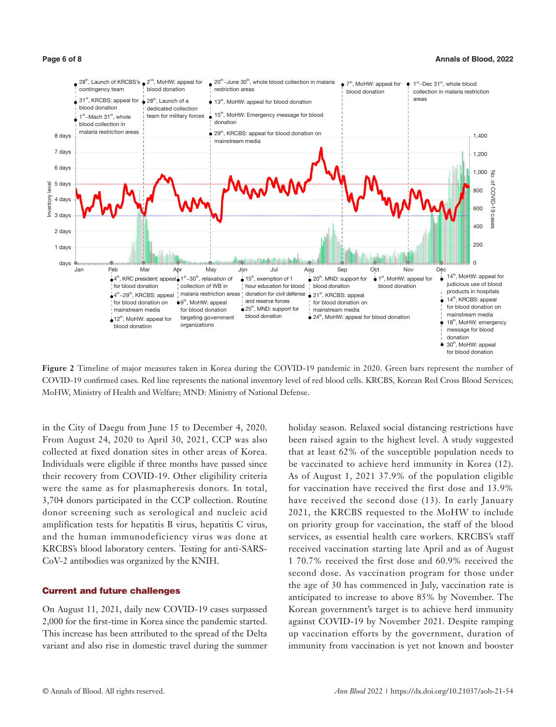28th, Launch of KRCBS's contingency team
31st, KRCBS: appeal for blood donation
1st~Mach 31st, whole blood collection in malaria restriction areas
2nd, MoHW: appeal for blood donation
28th, Launch of a dedicated collection team for military forces
20th~June 30th, whole blood collection in malaria restriction areas
13th, MoHW: appeal for blood donation
15th, MoHW: Emergency message for blood donation
29th, KRCBS: appeal for blood donation on mainstream media
7th, MoHW: appeal for blood donation
1st~Dec 31st, whole blood collection in malaria restriction areas

8 days
7 days
6 days
5 days
4 days
3 days
2 days
1 days
days
Inventory level

1,400
1,200
1,000
800
600
400
200
0
No. of COVID-19 cases

Jan
Feb
Mar
Apr
May
Jun
Jul
Aug
Sep
Oct
Nov
Dec

4th, KRC president: appeal for blood donation
4th~29th, KRCBS: appeal for blood donation on mainstream media
12th, MoHW: appeal for blood donation
1st~30th, relaxation of collection of WB in malaria restriction areas
9th, MoHW: appeal for blood donation targeting government organizations
15th, exemption of 1 hour education for blood donation for civil defense and reserve forces
25th, MND: support for blood donation
20th, MND: support for blood donation
21st, KRCBS: appeal for blood donation on mainstream media
24th, MoHW: appeal for blood donation
1st, MoHW: appeal for blood donation
14th, MoHW: appeal for judicious use of blood products in hospitals
14th, KRCBS: appeal for blood donation on mainstream media
18th, MoHW: emergency message for blood donation
30th, MoHW: appeal for blood donation

**Figure 2** Timeline of major measures taken in Korea during the COVID-19 pandemic in 2020. Green bars represent the number of COVID-19 confirmed cases. Red line represents the national inventory level of red blood cells. KRCBS, Korean Red Cross Blood Services; MoHW, Ministry of Health and Welfare; MND: Ministry of National Defense.

in the City of Daegu from June 15 to December 4, 2020. From August 24, 2020 to April 30, 2021, CCP was also collected at fixed donation sites in other areas of Korea. Individuals were eligible if three months have passed since their recovery from COVID-19. Other eligibility criteria were the same as for plasmapheresis donors. In total, 3,704 donors participated in the CCP collection. Routine donor screening such as serological and nucleic acid amplification tests for hepatitis B virus, hepatitis C virus, and the human immunodeficiency virus was done at KRCBS's blood laboratory centers. Testing for anti-SARS-CoV-2 antibodies was organized by the KNIH.

## Current and future challenges

On August 11, 2021, daily new COVID-19 cases surpassed 2,000 for the first-time in Korea since the pandemic started. This increase has been attributed to the spread of the Delta variant and also rise in domestic travel during the summer holiday season. Relaxed social distancing restrictions have been raised again to the highest level. A study suggested that at least 62% of the susceptible population needs to be vaccinated to achieve herd immunity in Korea (12). As of August 1, 2021 37.9% of the population eligible for vaccination have received the first dose and 13.9% have received the second dose (13). In early January 2021, the KRCBS requested to the MoHW to include on priority group for vaccination, the staff of the blood services, as essential health care workers. KRCBS's staff received vaccination starting late April and as of August 1 70.7% received the first dose and 60.9% received the second dose. As vaccination program for those under the age of 30 has commenced in July, vaccination rate is anticipated to increase to above 85% by November. The Korean government's target is to achieve herd immunity against COVID-19 by November 2021. Despite ramping up vaccination efforts by the government, duration of immunity from vaccination is yet not known and booster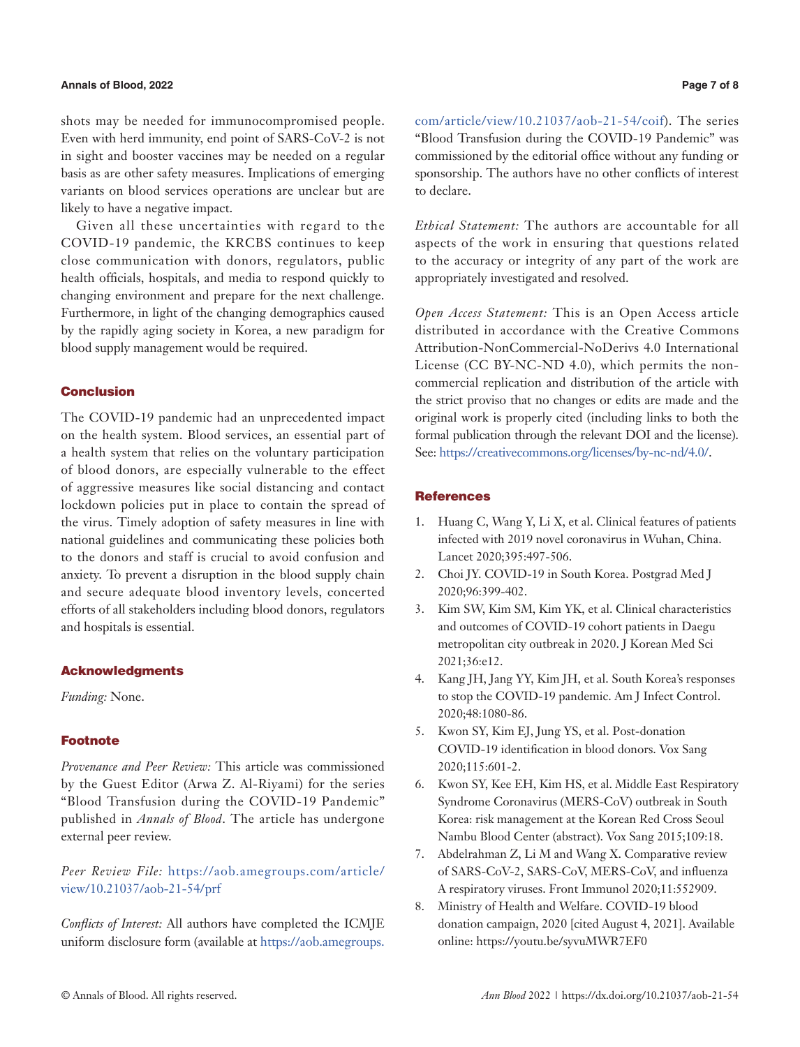shots may be needed for immunocompromised people. Even with herd immunity, end point of SARS-CoV-2 is not in sight and booster vaccines may be needed on a regular basis as are other safety measures. Implications of emerging variants on blood services operations are unclear but are likely to have a negative impact.

Given all these uncertainties with regard to the COVID-19 pandemic, the KRCBS continues to keep close communication with donors, regulators, public health officials, hospitals, and media to respond quickly to changing environment and prepare for the next challenge. Furthermore, in light of the changing demographics caused by the rapidly aging society in Korea, a new paradigm for blood supply management would be required.

## Conclusion

The COVID-19 pandemic had an unprecedented impact on the health system. Blood services, an essential part of a health system that relies on the voluntary participation of blood donors, are especially vulnerable to the effect of aggressive measures like social distancing and contact lockdown policies put in place to contain the spread of the virus. Timely adoption of safety measures in line with national guidelines and communicating these policies both to the donors and staff is crucial to avoid confusion and anxiety. To prevent a disruption in the blood supply chain and secure adequate blood inventory levels, concerted efforts of all stakeholders including blood donors, regulators and hospitals is essential.

## Acknowledgments

*Funding:* None.

## Footnote

*Provenance and Peer Review:* This article was commissioned by the Guest Editor (Arwa Z. Al-Riyami) for the series "Blood Transfusion during the COVID-19 Pandemic" published in *Annals of Blood*. The article has undergone external peer review.

*Peer Review File:* https://aob.amegroups.com/article/view/10.21037/aob-21-54/prf

*Conflicts of Interest:* All authors have completed the ICMJE uniform disclosure form (available at https://aob.amegroups.com/article/view/10.21037/aob-21-54/coif). The series "Blood Transfusion during the COVID-19 Pandemic" was commissioned by the editorial office without any funding or sponsorship. The authors have no other conflicts of interest to declare.

*Ethical Statement:* The authors are accountable for all aspects of the work in ensuring that questions related to the accuracy or integrity of any part of the work are appropriately investigated and resolved.

*Open Access Statement:* This is an Open Access article distributed in accordance with the Creative Commons Attribution-NonCommercial-NoDerivs 4.0 International License (CC BY-NC-ND 4.0), which permits the non-commercial replication and distribution of the article with the strict proviso that no changes or edits are made and the original work is properly cited (including links to both the formal publication through the relevant DOI and the license). See: https://creativecommons.org/licenses/by-nc-nd/4.0/.

## References

1. Huang C, Wang Y, Li X, et al. Clinical features of patients infected with 2019 novel coronavirus in Wuhan, China. Lancet 2020;395:497-506.
2. Choi JY. COVID-19 in South Korea. Postgrad Med J 2020;96:399-402.
3. Kim SW, Kim SM, Kim YK, et al. Clinical characteristics and outcomes of COVID-19 cohort patients in Daegu metropolitan city outbreak in 2020. J Korean Med Sci 2021;36:e12.
4. Kang JH, Jang YY, Kim JH, et al. South Korea's responses to stop the COVID-19 pandemic. Am J Infect Control. 2020;48:1080-86.
5. Kwon SY, Kim EJ, Jung YS, et al. Post-donation COVID-19 identification in blood donors. Vox Sang 2020;115:601-2.
6. Kwon SY, Kee EH, Kim HS, et al. Middle East Respiratory Syndrome Coronavirus (MERS-CoV) outbreak in South Korea: risk management at the Korean Red Cross Seoul Nambu Blood Center (abstract). Vox Sang 2015;109:18.
7. Abdelrahman Z, Li M and Wang X. Comparative review of SARS-CoV-2, SARS-CoV, MERS-CoV, and influenza A respiratory viruses. Front Immunol 2020;11:552909.
8. Ministry of Health and Welfare. COVID-19 blood donation campaign, 2020 [cited August 4, 2021]. Available online: https://youtu.be/syvuMWR7EF0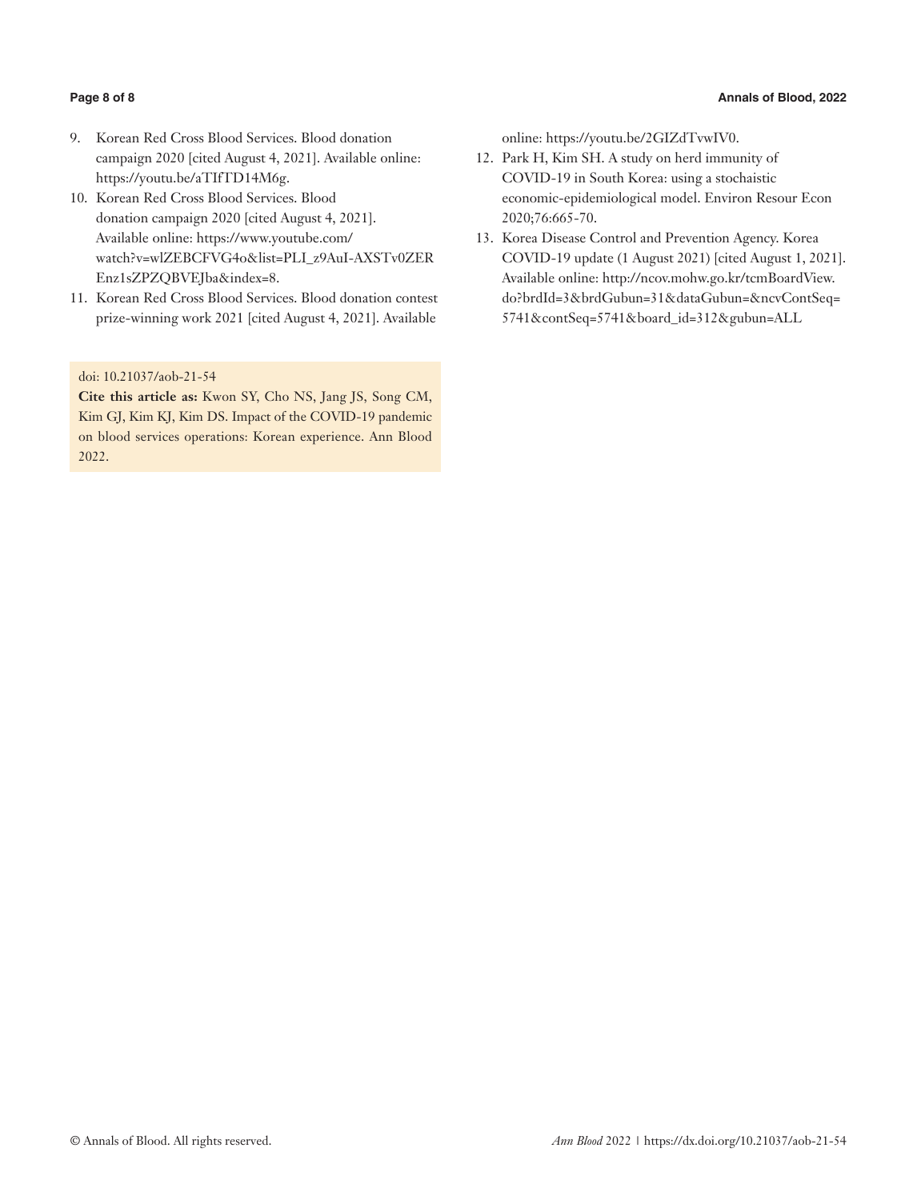9. Korean Red Cross Blood Services. Blood donation campaign 2020 [cited August 4, 2021]. Available online: https://youtu.be/aTIfTD14M6g.
10. Korean Red Cross Blood Services. Blood donation campaign 2020 [cited August 4, 2021]. Available online: https://www.youtube.com/watch?v=wlZEBCFVG4o&list=PLI_z9AuI-AXSTv0ZEREnz1sZPZQBVEJba&index=8.
11. Korean Red Cross Blood Services. Blood donation contest prize-winning work 2021 [cited August 4, 2021]. Available online: https://youtu.be/2GIZdTvwIV0.
12. Park H, Kim SH. A study on herd immunity of COVID-19 in South Korea: using a stochastic economic-epidemiological model. Environ Resour Econ 2020;76:665-70.
13. Korea Disease Control and Prevention Agency. Korea COVID-19 update (1 August 2021) [cited August 1, 2021]. Available online: http://ncov.mohw.go.kr/tcmBoardView.do?brdId=3&brdGubun=31&dataGubun=&ncvContSeq=5741&contSeq=5741&board_id=312&gubun=ALL

doi: 10.21037/aob-21-54

**Cite this article as:** Kwon SY, Cho NS, Jang JS, Song CM, Kim GJ, Kim KJ, Kim DS. Impact of the COVID-19 pandemic on blood services operations: Korean experience. Ann Blood 2022.